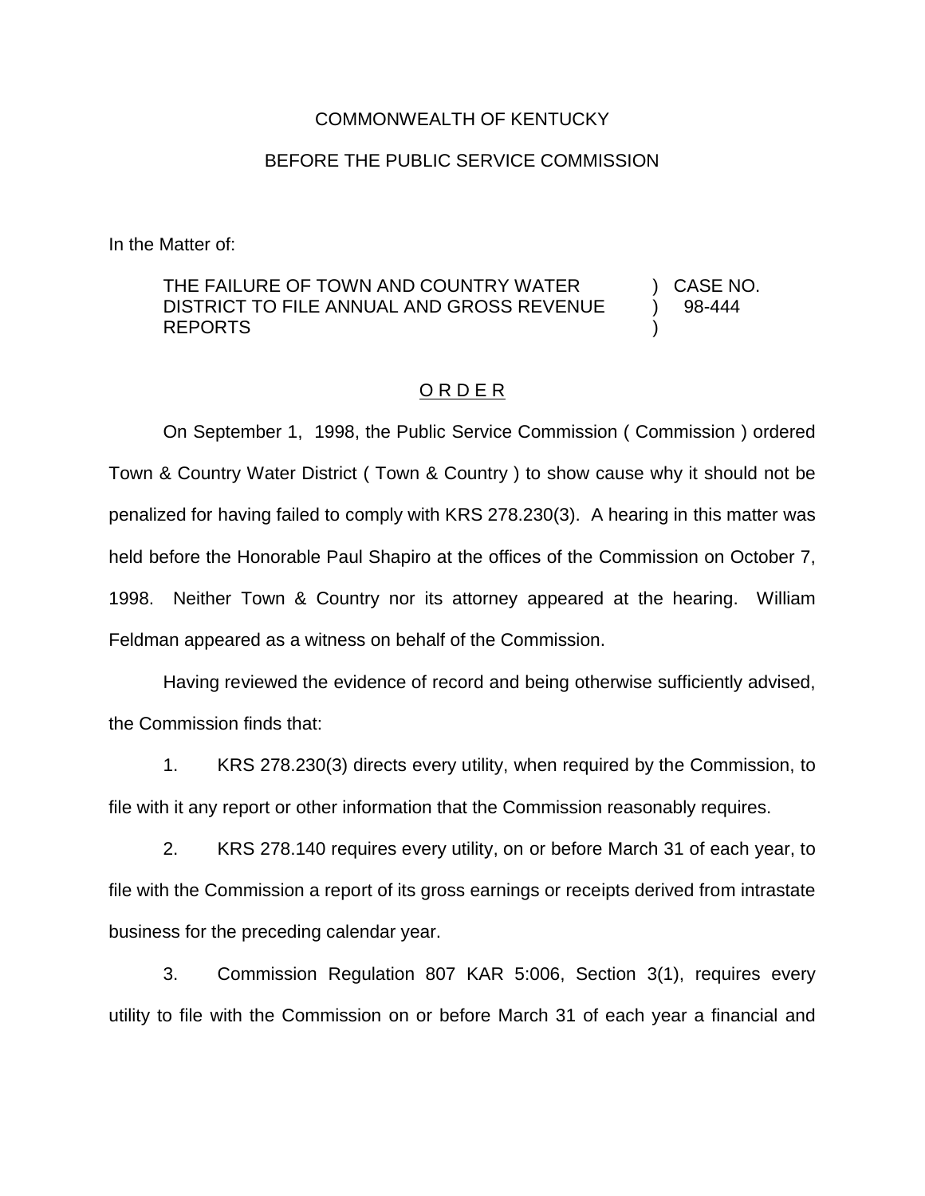COMMONWEALTH OF KENTUCKY

BEFORE THE PUBLIC SERVICE COMMISSION

In the Matter of:

| | |
|---|---|
| THE FAILURE OF TOWN AND COUNTRY WATER DISTRICT TO FILE ANNUAL AND GROSS REVENUE REPORTS | ) CASE NO. ) 98-444 ) |

O R D E R

On September 1, 1998, the Public Service Commission ( Commission ) ordered Town & Country Water District ( Town & Country ) to show cause why it should not be penalized for having failed to comply with KRS 278.230(3). A hearing in this matter was held before the Honorable Paul Shapiro at the offices of the Commission on October 7, 1998. Neither Town & Country nor its attorney appeared at the hearing. William Feldman appeared as a witness on behalf of the Commission.

Having reviewed the evidence of record and being otherwise sufficiently advised, the Commission finds that:

1. KRS 278.230(3) directs every utility, when required by the Commission, to file with it any report or other information that the Commission reasonably requires.

2. KRS 278.140 requires every utility, on or before March 31 of each year, to file with the Commission a report of its gross earnings or receipts derived from intrastate business for the preceding calendar year.

3. Commission Regulation 807 KAR 5:006, Section 3(1), requires every utility to file with the Commission on or before March 31 of each year a financial and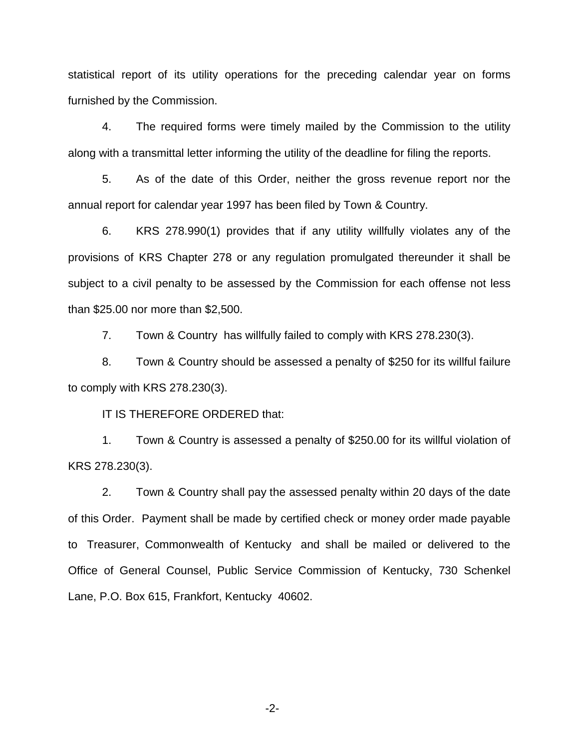statistical report of its utility operations for the preceding calendar year on forms furnished by the Commission.

4. The required forms were timely mailed by the Commission to the utility along with a transmittal letter informing the utility of the deadline for filing the reports.

5. As of the date of this Order, neither the gross revenue report nor the annual report for calendar year 1997 has been filed by Town & Country.

6. KRS 278.990(1) provides that if any utility willfully violates any of the provisions of KRS Chapter 278 or any regulation promulgated thereunder it shall be subject to a civil penalty to be assessed by the Commission for each offense not less than $25.00 nor more than $2,500.

7. Town & Country has willfully failed to comply with KRS 278.230(3).

8. Town & Country should be assessed a penalty of $250 for its willful failure to comply with KRS 278.230(3).

IT IS THEREFORE ORDERED that:

1. Town & Country is assessed a penalty of $250.00 for its willful violation of KRS 278.230(3).

2. Town & Country shall pay the assessed penalty within 20 days of the date of this Order. Payment shall be made by certified check or money order made payable to Treasurer, Commonwealth of Kentucky and shall be mailed or delivered to the Office of General Counsel, Public Service Commission of Kentucky, 730 Schenkel Lane, P.O. Box 615, Frankfort, Kentucky 40602.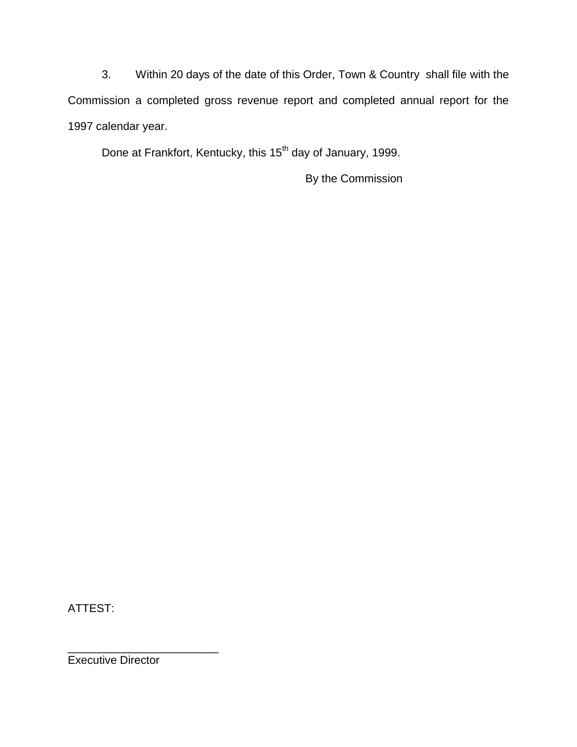3. Within 20 days of the date of this Order, Town & Country shall file with the Commission a completed gross revenue report and completed annual report for the 1997 calendar year.

Done at Frankfort, Kentucky, this 15th day of January, 1999.

By the Commission

ATTEST:

________________________

Executive Director